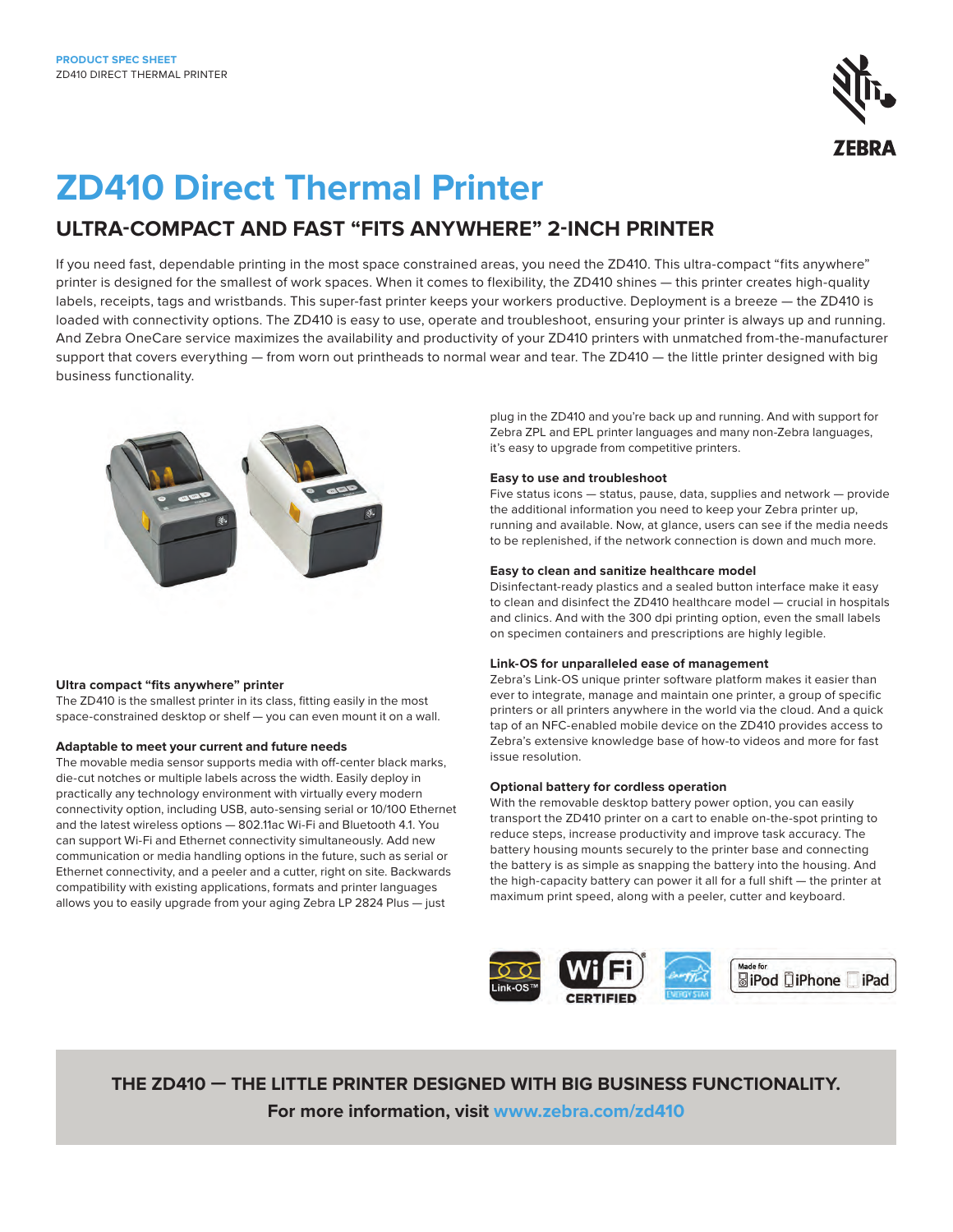PRODUCT SPEC SHEET
ZD410 DIRECT THERMAL PRINTER

# ZD410 Direct Thermal Printer

## ULTRA-COMPACT AND FAST "FITS ANYWHERE" 2-INCH PRINTER

If you need fast, dependable printing in the most space constrained areas, you need the ZD410. This ultra-compact "fits anywhere" printer is designed for the smallest of work spaces. When it comes to flexibility, the ZD410 shines — this printer creates high-quality labels, receipts, tags and wristbands. This super-fast printer keeps your workers productive. Deployment is a breeze — the ZD410 is loaded with connectivity options. The ZD410 is easy to use, operate and troubleshoot, ensuring your printer is always up and running. And Zebra OneCare service maximizes the availability and productivity of your ZD410 printers with unmatched from-the-manufacturer support that covers everything — from worn out printheads to normal wear and tear. The ZD410 — the little printer designed with big business functionality.

### Ultra compact "fits anywhere" printer

The ZD410 is the smallest printer in its class, fitting easily in the most space-constrained desktop or shelf — you can even mount it on a wall.

### Adaptable to meet your current and future needs

The movable media sensor supports media with off-center black marks, die-cut notches or multiple labels across the width. Easily deploy in practically any technology environment with virtually every modern connectivity option, including USB, auto-sensing serial or 10/100 Ethernet and the latest wireless options — 802.11ac Wi-Fi and Bluetooth 4.1. You can support Wi-Fi and Ethernet connectivity simultaneously. Add new communication or media handling options in the future, such as serial or Ethernet connectivity, and a peeler and a cutter, right on site. Backwards compatibility with existing applications, formats and printer languages allows you to easily upgrade from your aging Zebra LP 2824 Plus — just plug in the ZD410 and you're back up and running. And with support for Zebra ZPL and EPL printer languages and many non-Zebra languages, it's easy to upgrade from competitive printers.

### Easy to use and troubleshoot

Five status icons — status, pause, data, supplies and network — provide the additional information you need to keep your Zebra printer up, running and available. Now, at glance, users can see if the media needs to be replenished, if the network connection is down and much more.

### Easy to clean and sanitize healthcare model

Disinfectant-ready plastics and a sealed button interface make it easy to clean and disinfect the ZD410 healthcare model — crucial in hospitals and clinics. And with the 300 dpi printing option, even the small labels on specimen containers and prescriptions are highly legible.

### Link-OS for unparalleled ease of management

Zebra's Link-OS unique printer software platform makes it easier than ever to integrate, manage and maintain one printer, a group of specific printers or all printers anywhere in the world via the cloud. And a quick tap of an NFC-enabled mobile device on the ZD410 provides access to Zebra's extensive knowledge base of how-to videos and more for fast issue resolution.

### Optional battery for cordless operation

With the removable desktop battery power option, you can easily transport the ZD410 printer on a cart to enable on-the-spot printing to reduce steps, increase productivity and improve task accuracy. The battery housing mounts securely to the printer base and connecting the battery is as simple as snapping the battery into the housing. And the high-capacity battery can power it all for a full shift — the printer at maximum print speed, along with a peeler, cutter and keyboard.

**THE ZD410 — THE LITTLE PRINTER DESIGNED WITH BIG BUSINESS FUNCTIONALITY.**

**For more information, visit www.zebra.com/zd410**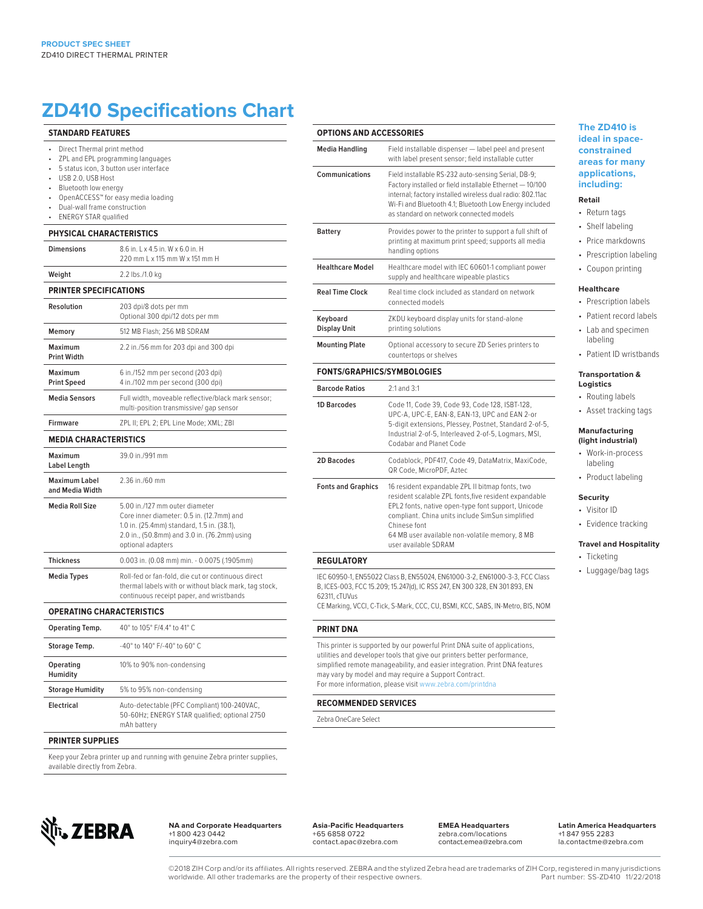PRODUCT SPEC SHEET
ZD410 DIRECT THERMAL PRINTER

# ZD410 Specifications Chart

## STANDARD FEATURES

- Direct Thermal print method
- ZPL and EPL programming languages
- 5 status icon, 3 button user interface
- USB 2.0, USB Host
- Bluetooth low energy
- OpenACCESS™ for easy media loading
- Dual-wall frame construction
- ENERGY STAR qualified

## PHYSICAL CHARACTERISTICS

| | |
|---|---|
| Dimensions | 8.6 in. L x 4.5 in. W x 6.0 in. H<br>220 mm L x 115 mm W x 151 mm H |
| Weight | 2.2 lbs./1.0 kg |

## PRINTER SPECIFICATIONS

| | |
|---|---|
| Resolution | 203 dpi/8 dots per mm<br>Optional 300 dpi/12 dots per mm |
| Memory | 512 MB Flash; 256 MB SDRAM |
| Maximum Print Width | 2.2 in./56 mm for 203 dpi and 300 dpi |
| Maximum Print Speed | 6 in./152 mm per second (203 dpi)<br>4 in./102 mm per second (300 dpi) |
| Media Sensors | Full width, moveable reflective/black mark sensor; multi-position transmissive/ gap sensor |
| Firmware | ZPL II; EPL 2; EPL Line Mode; XML; ZBI |

## MEDIA CHARACTERISTICS

| | |
|---|---|
| Maximum Label Length | 39.0 in./991 mm |
| Maximum Label and Media Width | 2.36 in./60 mm |
| Media Roll Size | 5.00 in./127 mm outer diameter<br>Core inner diameter: 0.5 in. (12.7mm) and 1.0 in. (25.4mm) standard, 1.5 in. (38.1), 2.0 in., (50.8mm) and 3.0 in. (76.2mm) using optional adapters |
| Thickness | 0.003 in. (0.08 mm) min. - 0.0075 (.1905mm) |
| Media Types | Roll-fed or fan-fold, die cut or continuous direct thermal labels with or without black mark, tag stock, continuous receipt paper, and wristbands |

## OPERATING CHARACTERISTICS

| | |
|---|---|
| Operating Temp. | 40° to 105° F/4.4° to 41° C |
| Storage Temp. | -40° to 140° F/-40° to 60° C |
| Operating Humidity | 10% to 90% non-condensing |
| Storage Humidity | 5% to 95% non-condensing |
| Electrical | Auto-detectable (PFC Compliant) 100-240VAC, 50-60Hz; ENERGY STAR qualified; optional 2750 mAh battery |

## PRINTER SUPPLIES

Keep your Zebra printer up and running with genuine Zebra printer supplies, available directly from Zebra.

## OPTIONS AND ACCESSORIES

| | |
|---|---|
| Media Handling | Field installable dispenser — label peel and present with label present sensor; field installable cutter |
| Communications | Field installable RS-232 auto-sensing Serial, DB-9; Factory installed or field installable Ethernet — 10/100 internal; factory installed wireless dual radio: 802.11ac Wi-Fi and Bluetooth 4.1; Bluetooth Low Energy included as standard on network connected models |
| Battery | Provides power to the printer to support a full shift of printing at maximum print speed; supports all media handling options |
| Healthcare Model | Healthcare model with IEC 60601-1 compliant power supply and healthcare wipeable plastics |
| Real Time Clock | Real time clock included as standard on network connected models |
| Keyboard Display Unit | ZKDU keyboard display units for stand-alone printing solutions |
| Mounting Plate | Optional accessory to secure ZD Series printers to countertops or shelves |

## FONTS/GRAPHICS/SYMBOLOGIES

| | |
|---|---|
| Barcode Ratios | 2:1 and 3:1 |
| 1D Barcodes | Code 11, Code 39, Code 93, Code 128, ISBT-128, UPC-A, UPC-E, EAN-8, EAN-13, UPC and EAN 2-or 5-digit extensions, Plessey, Postnet, Standard 2-of-5, Industrial 2-of-5, Interleaved 2-of-5, Logmars, MSI, Codabar and Planet Code |
| 2D Bacodes | Codablock, PDF417, Code 49, DataMatrix, MaxiCode, QR Code, MicroPDF, Aztec |
| Fonts and Graphics | 16 resident expandable ZPL II bitmap fonts, two resident scalable ZPL fonts,five resident expandable EPL2 fonts, native open-type font support, Unicode compliant. China units include SimSun simplified Chinese font<br>64 MB user available non-volatile memory, 8 MB user available SDRAM |

## REGULATORY

IEC 60950-1, EN55022 Class B, EN55024, EN61000-3-2, EN61000-3-3, FCC Class B, ICES-003, FCC 15.209; 15.247(d), IC RSS 247, EN 300 328, EN 301 893, EN 62311, cTUVus
CE Marking, VCCI, C-Tick, S-Mark, CCC, CU, BSMI, KCC, SABS, IN-Metro, BIS, NOM

## PRINT DNA

This printer is supported by our powerful Print DNA suite of applications, utilities and developer tools that give our printers better performance, simplified remote manageability, and easier integration. Print DNA features may vary by model and may require a Support Contract.
For more information, please visit www.zebra.com/printdna

## RECOMMENDED SERVICES

Zebra OneCare Select

### The ZD410 is ideal in space-constrained areas for many applications, including:

**Retail**

- Return tags
- Shelf labeling
- Price markdowns
- Prescription labeling
- Coupon printing

**Healthcare**

- Prescription labels
- Patient record labels
- Lab and specimen labeling
- Patient ID wristbands

**Transportation & Logistics**

- Routing labels
- Asset tracking tags

**Manufacturing (light industrial)**

- Work-in-process labeling
- Product labeling

**Security**

- Visitor ID
- Evidence tracking

**Travel and Hospitality**

- Ticketing
- Luggage/bag tags

ZEBRA

**NA and Corporate Headquarters**
+1 800 423 0442
inquiry4@zebra.com

**Asia-Pacific Headquarters**
+65 6858 0722
contact.apac@zebra.com

**EMEA Headquarters**
zebra.com/locations
contact.emea@zebra.com

**Latin America Headquarters**
+1 847 955 2283
la.contactme@zebra.com

©2018 ZIH Corp and/or its affiliates. All rights reserved. ZEBRA and the stylized Zebra head are trademarks of ZIH Corp, registered in many jurisdictions worldwide. All other trademarks are the property of their respective owners. Part number: SS-ZD410 11/22/2018